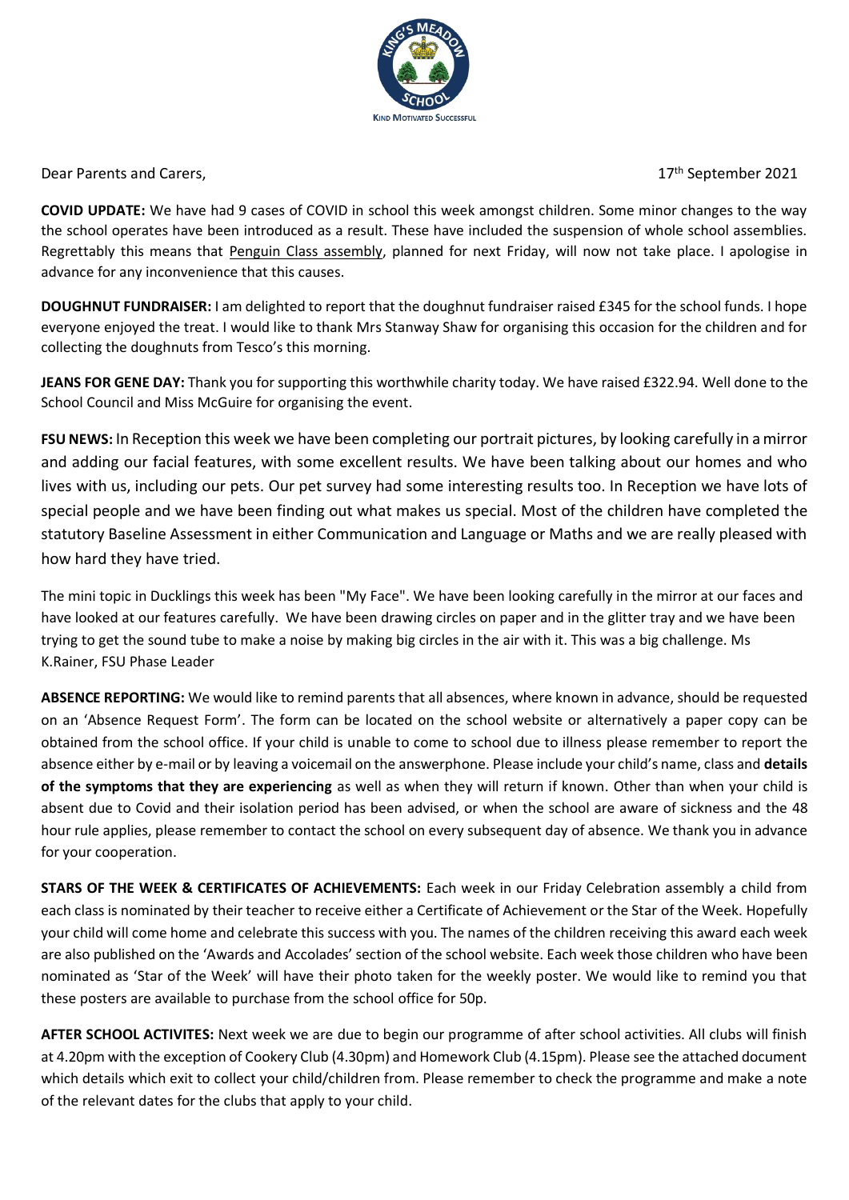KING'S MEADOW SCHOOL

KIND MOTIVATED SUCCESSFUL

Dear Parents and Carers,

17th September 2021

**COVID UPDATE:** We have had 9 cases of COVID in school this week amongst children. Some minor changes to the way the school operates have been introduced as a result. These have included the suspension of whole school assemblies. Regrettably this means that Penguin Class assembly, planned for next Friday, will now not take place. I apologise in advance for any inconvenience that this causes.

**DOUGHNUT FUNDRAISER:** I am delighted to report that the doughnut fundraiser raised £345 for the school funds. I hope everyone enjoyed the treat. I would like to thank Mrs Stanway Shaw for organising this occasion for the children and for collecting the doughnuts from Tesco's this morning.

**JEANS FOR GENE DAY:** Thank you for supporting this worthwhile charity today. We have raised £322.94. Well done to the School Council and Miss McGuire for organising the event.

**FSU NEWS:** In Reception this week we have been completing our portrait pictures, by looking carefully in a mirror and adding our facial features, with some excellent results. We have been talking about our homes and who lives with us, including our pets. Our pet survey had some interesting results too. In Reception we have lots of special people and we have been finding out what makes us special. Most of the children have completed the statutory Baseline Assessment in either Communication and Language or Maths and we are really pleased with how hard they have tried.

The mini topic in Ducklings this week has been "My Face". We have been looking carefully in the mirror at our faces and have looked at our features carefully. We have been drawing circles on paper and in the glitter tray and we have been trying to get the sound tube to make a noise by making big circles in the air with it. This was a big challenge. Ms K.Rainer, FSU Phase Leader

**ABSENCE REPORTING:** We would like to remind parents that all absences, where known in advance, should be requested on an 'Absence Request Form'. The form can be located on the school website or alternatively a paper copy can be obtained from the school office. If your child is unable to come to school due to illness please remember to report the absence either by e-mail or by leaving a voicemail on the answerphone. Please include your child's name, class and **details of the symptoms that they are experiencing** as well as when they will return if known. Other than when your child is absent due to Covid and their isolation period has been advised, or when the school are aware of sickness and the 48 hour rule applies, please remember to contact the school on every subsequent day of absence. We thank you in advance for your cooperation.

**STARS OF THE WEEK & CERTIFICATES OF ACHIEVEMENTS:** Each week in our Friday Celebration assembly a child from each class is nominated by their teacher to receive either a Certificate of Achievement or the Star of the Week. Hopefully your child will come home and celebrate this success with you. The names of the children receiving this award each week are also published on the 'Awards and Accolades' section of the school website. Each week those children who have been nominated as 'Star of the Week' will have their photo taken for the weekly poster. We would like to remind you that these posters are available to purchase from the school office for 50p.

**AFTER SCHOOL ACTIVITES:** Next week we are due to begin our programme of after school activities. All clubs will finish at 4.20pm with the exception of Cookery Club (4.30pm) and Homework Club (4.15pm). Please see the attached document which details which exit to collect your child/children from. Please remember to check the programme and make a note of the relevant dates for the clubs that apply to your child.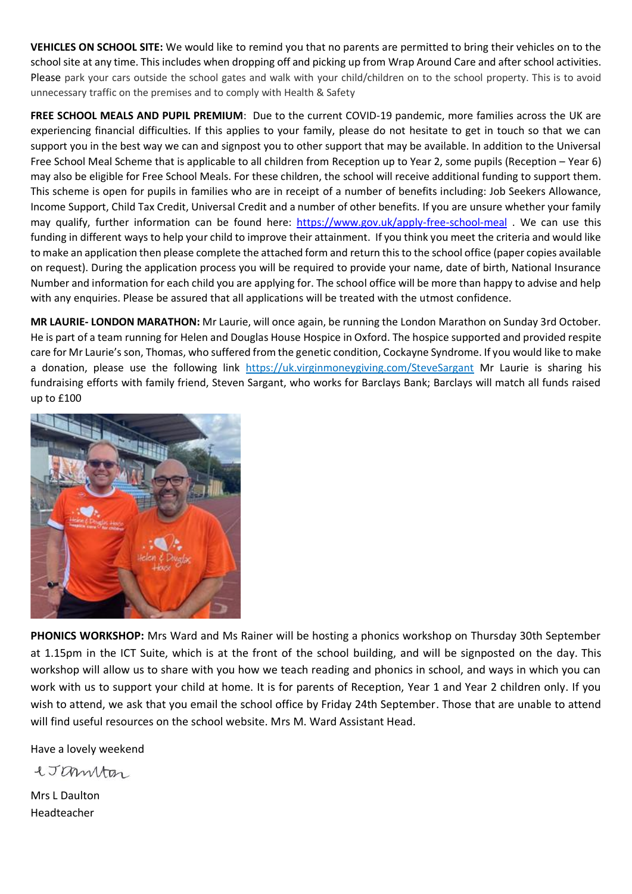**VEHICLES ON SCHOOL SITE:** We would like to remind you that no parents are permitted to bring their vehicles on to the school site at any time. This includes when dropping off and picking up from Wrap Around Care and after school activities. Please park your cars outside the school gates and walk with your child/children on to the school property. This is to avoid unnecessary traffic on the premises and to comply with Health & Safety

**FREE SCHOOL MEALS AND PUPIL PREMIUM**: Due to the current COVID-19 pandemic, more families across the UK are experiencing financial difficulties. If this applies to your family, please do not hesitate to get in touch so that we can support you in the best way we can and signpost you to other support that may be available. In addition to the Universal Free School Meal Scheme that is applicable to all children from Reception up to Year 2, some pupils (Reception – Year 6) may also be eligible for Free School Meals. For these children, the school will receive additional funding to support them. This scheme is open for pupils in families who are in receipt of a number of benefits including: Job Seekers Allowance, Income Support, Child Tax Credit, Universal Credit and a number of other benefits. If you are unsure whether your family may qualify, further information can be found here: https://www.gov.uk/apply-free-school-meal . We can use this funding in different ways to help your child to improve their attainment. If you think you meet the criteria and would like to make an application then please complete the attached form and return this to the school office (paper copies available on request). During the application process you will be required to provide your name, date of birth, National Insurance Number and information for each child you are applying for. The school office will be more than happy to advise and help with any enquiries. Please be assured that all applications will be treated with the utmost confidence.

**MR LAURIE- LONDON MARATHON:** Mr Laurie, will once again, be running the London Marathon on Sunday 3rd October. He is part of a team running for Helen and Douglas House Hospice in Oxford. The hospice supported and provided respite care for Mr Laurie's son, Thomas, who suffered from the genetic condition, Cockayne Syndrome. If you would like to make a donation, please use the following link https://uk.virginmoneygiving.com/SteveSargant Mr Laurie is sharing his fundraising efforts with family friend, Steven Sargant, who works for Barclays Bank; Barclays will match all funds raised up to £100

**PHONICS WORKSHOP:** Mrs Ward and Ms Rainer will be hosting a phonics workshop on Thursday 30th September at 1.15pm in the ICT Suite, which is at the front of the school building, and will be signposted on the day. This workshop will allow us to share with you how we teach reading and phonics in school, and ways in which you can work with us to support your child at home. It is for parents of Reception, Year 1 and Year 2 children only. If you wish to attend, we ask that you email the school office by Friday 24th September. Those that are unable to attend will find useful resources on the school website. Mrs M. Ward Assistant Head.

Have a lovely weekend

Mrs L Daulton
Headteacher